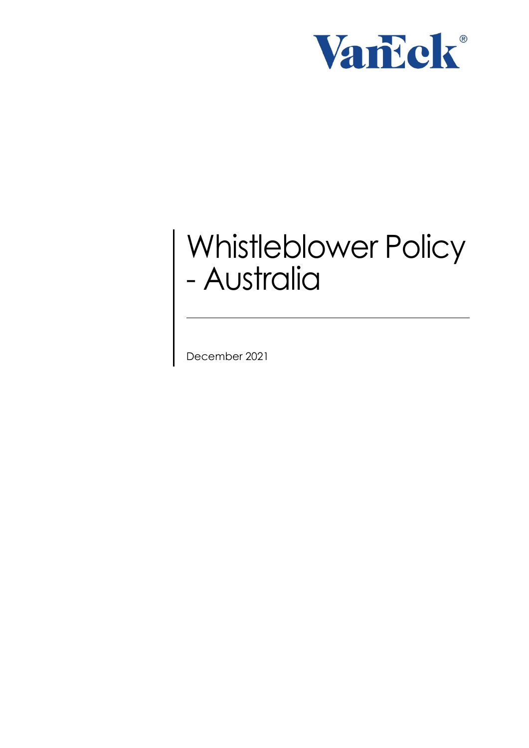VanEck®

# Whistleblower Policy - Australia

December 2021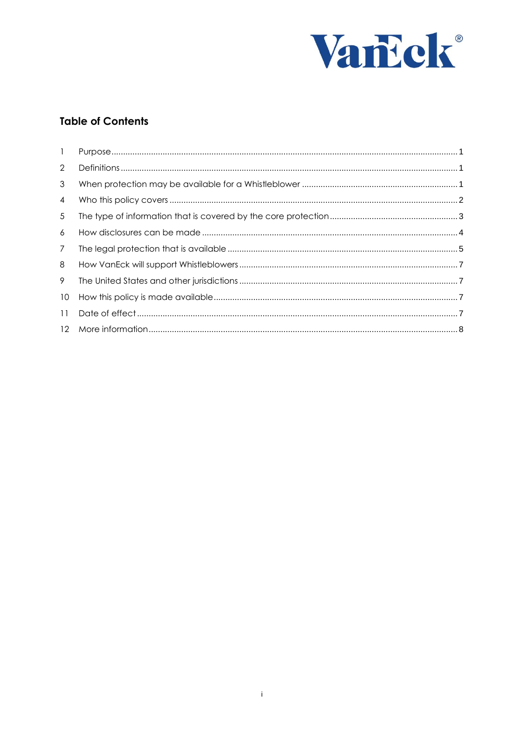## Table of Contents

| | | |
|---|---|---|
| 1 | Purpose | 1 |
| 2 | Definitions | 1 |
| 3 | When protection may be available for a Whistleblower | 1 |
| 4 | Who this policy covers | 2 |
| 5 | The type of information that is covered by the core protection | 3 |
| 6 | How disclosures can be made | 4 |
| 7 | The legal protection that is available | 5 |
| 8 | How VanEck will support Whistleblowers | 7 |
| 9 | The United States and other jurisdictions | 7 |
| 10 | How this policy is made available | 7 |
| 11 | Date of effect | 7 |
| 12 | More information | 8 |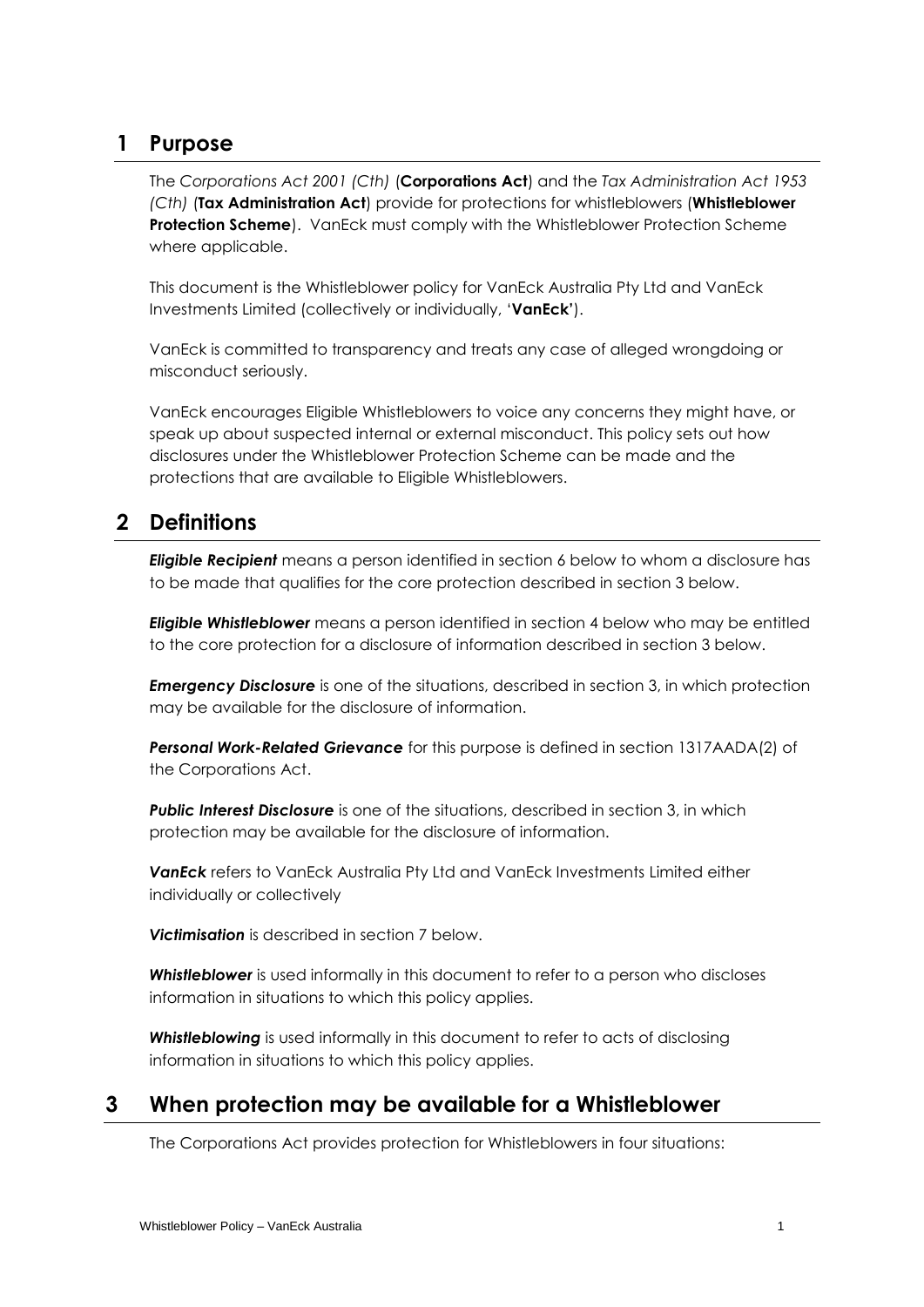## 1 Purpose

The *Corporations Act 2001 (Cth)* (**Corporations Act**) and the *Tax Administration Act 1953 (Cth)* (**Tax Administration Act**) provide for protections for whistleblowers (**Whistleblower Protection Scheme**). VanEck must comply with the Whistleblower Protection Scheme where applicable.

This document is the Whistleblower policy for VanEck Australia Pty Ltd and VanEck Investments Limited (collectively or individually, '**VanEck**').

VanEck is committed to transparency and treats any case of alleged wrongdoing or misconduct seriously.

VanEck encourages Eligible Whistleblowers to voice any concerns they might have, or speak up about suspected internal or external misconduct. This policy sets out how disclosures under the Whistleblower Protection Scheme can be made and the protections that are available to Eligible Whistleblowers.

## 2 Definitions

***Eligible Recipient*** means a person identified in section 6 below to whom a disclosure has to be made that qualifies for the core protection described in section 3 below.

***Eligible Whistleblower*** means a person identified in section 4 below who may be entitled to the core protection for a disclosure of information described in section 3 below.

***Emergency Disclosure*** is one of the situations, described in section 3, in which protection may be available for the disclosure of information.

***Personal Work-Related Grievance*** for this purpose is defined in section 1317AADA(2) of the Corporations Act.

***Public Interest Disclosure*** is one of the situations, described in section 3, in which protection may be available for the disclosure of information.

***VanEck*** refers to VanEck Australia Pty Ltd and VanEck Investments Limited either individually or collectively

***Victimisation*** is described in section 7 below.

***Whistleblower*** is used informally in this document to refer to a person who discloses information in situations to which this policy applies.

***Whistleblowing*** is used informally in this document to refer to acts of disclosing information in situations to which this policy applies.

## 3 When protection may be available for a Whistleblower

The Corporations Act provides protection for Whistleblowers in four situations: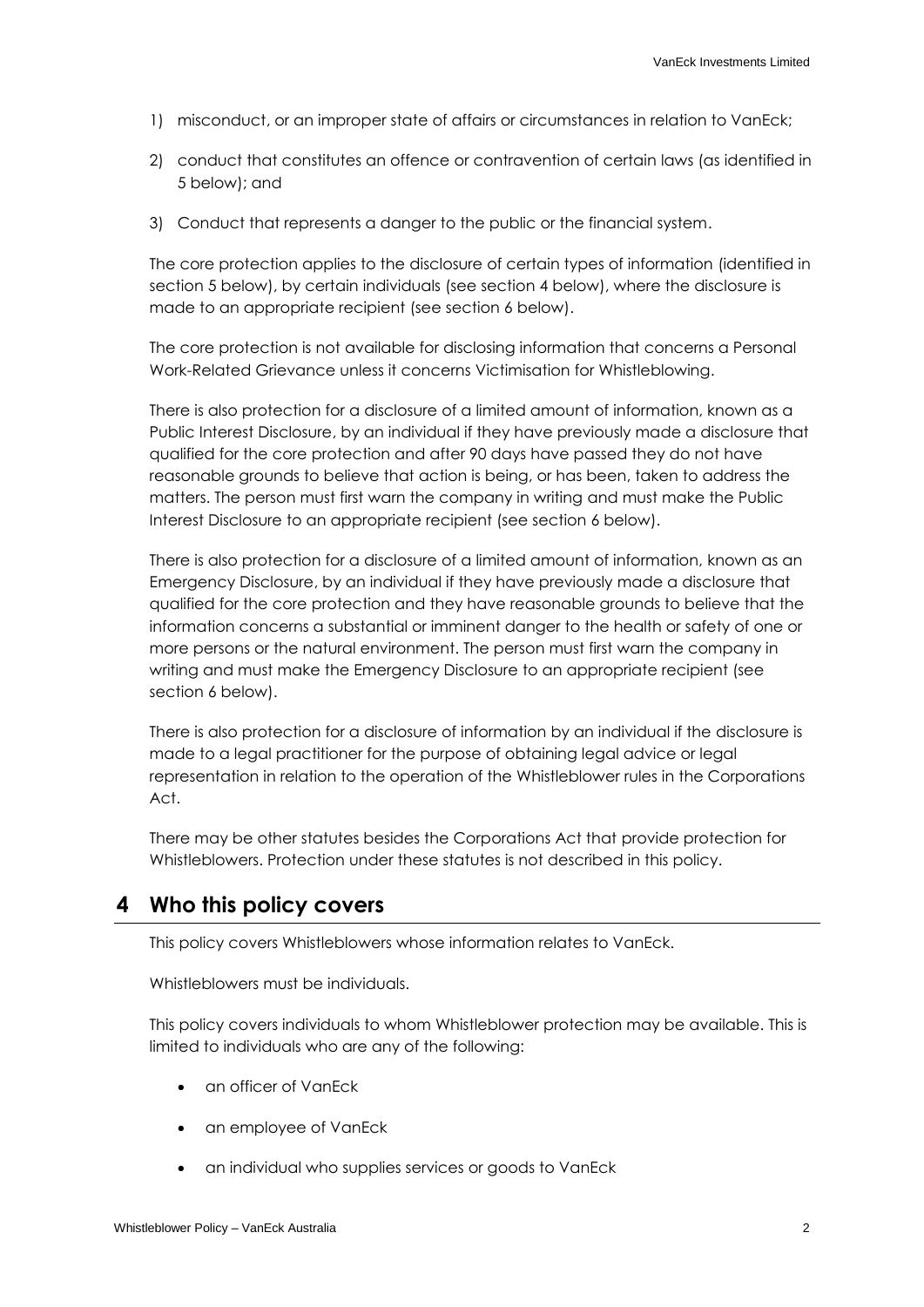1) misconduct, or an improper state of affairs or circumstances in relation to VanEck;
2) conduct that constitutes an offence or contravention of certain laws (as identified in 5 below); and
3) Conduct that represents a danger to the public or the financial system.

The core protection applies to the disclosure of certain types of information (identified in section 5 below), by certain individuals (see section 4 below), where the disclosure is made to an appropriate recipient (see section 6 below).

The core protection is not available for disclosing information that concerns a Personal Work-Related Grievance unless it concerns Victimisation for Whistleblowing.

There is also protection for a disclosure of a limited amount of information, known as a Public Interest Disclosure, by an individual if they have previously made a disclosure that qualified for the core protection and after 90 days have passed they do not have reasonable grounds to believe that action is being, or has been, taken to address the matters. The person must first warn the company in writing and must make the Public Interest Disclosure to an appropriate recipient (see section 6 below).

There is also protection for a disclosure of a limited amount of information, known as an Emergency Disclosure, by an individual if they have previously made a disclosure that qualified for the core protection and they have reasonable grounds to believe that the information concerns a substantial or imminent danger to the health or safety of one or more persons or the natural environment. The person must first warn the company in writing and must make the Emergency Disclosure to an appropriate recipient (see section 6 below).

There is also protection for a disclosure of information by an individual if the disclosure is made to a legal practitioner for the purpose of obtaining legal advice or legal representation in relation to the operation of the Whistleblower rules in the Corporations Act.

There may be other statutes besides the Corporations Act that provide protection for Whistleblowers. Protection under these statutes is not described in this policy.

## 4 Who this policy covers

This policy covers Whistleblowers whose information relates to VanEck.

Whistleblowers must be individuals.

This policy covers individuals to whom Whistleblower protection may be available. This is limited to individuals who are any of the following:

- an officer of VanEck
- an employee of VanEck
- an individual who supplies services or goods to VanEck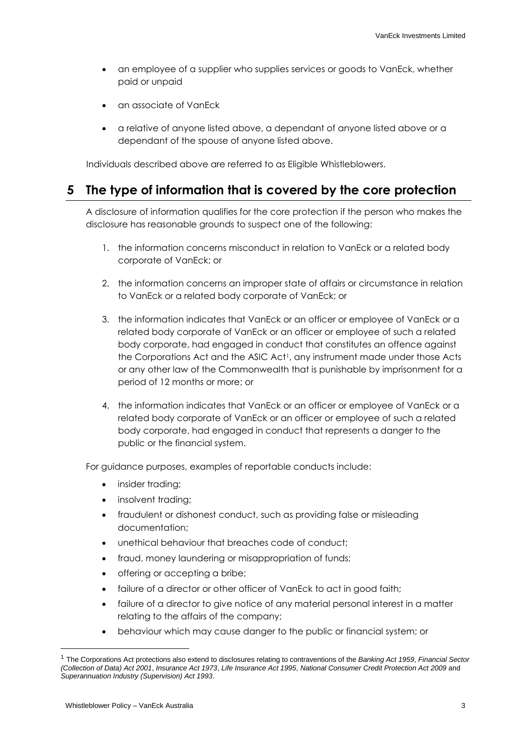- an employee of a supplier who supplies services or goods to VanEck, whether paid or unpaid
- an associate of VanEck
- a relative of anyone listed above, a dependant of anyone listed above or a dependant of the spouse of anyone listed above.

Individuals described above are referred to as Eligible Whistleblowers.

## 5 The type of information that is covered by the core protection

A disclosure of information qualifies for the core protection if the person who makes the disclosure has reasonable grounds to suspect one of the following:

1. the information concerns misconduct in relation to VanEck or a related body corporate of VanEck; or
2. the information concerns an improper state of affairs or circumstance in relation to VanEck or a related body corporate of VanEck; or
3. the information indicates that VanEck or an officer or employee of VanEck or a related body corporate of VanEck or an officer or employee of such a related body corporate, had engaged in conduct that constitutes an offence against the Corporations Act and the ASIC Act[1], any instrument made under those Acts or any other law of the Commonwealth that is punishable by imprisonment for a period of 12 months or more; or
4. the information indicates that VanEck or an officer or employee of VanEck or a related body corporate of VanEck or an officer or employee of such a related body corporate, had engaged in conduct that represents a danger to the public or the financial system.

For guidance purposes, examples of reportable conducts include:

- insider trading;
- insolvent trading;
- fraudulent or dishonest conduct, such as providing false or misleading documentation;
- unethical behaviour that breaches code of conduct;
- fraud, money laundering or misappropriation of funds;
- offering or accepting a bribe;
- failure of a director or other officer of VanEck to act in good faith;
- failure of a director to give notice of any material personal interest in a matter relating to the affairs of the company;
- behaviour which may cause danger to the public or financial system; or

[1] The Corporations Act protections also extend to disclosures relating to contraventions of the *Banking Act 1959*, *Financial Sector (Collection of Data) Act 2001*, *Insurance Act 1973*, *Life Insurance Act 1995*, *National Consumer Credit Protection Act 2009* and *Superannuation Industry (Supervision) Act 1993*.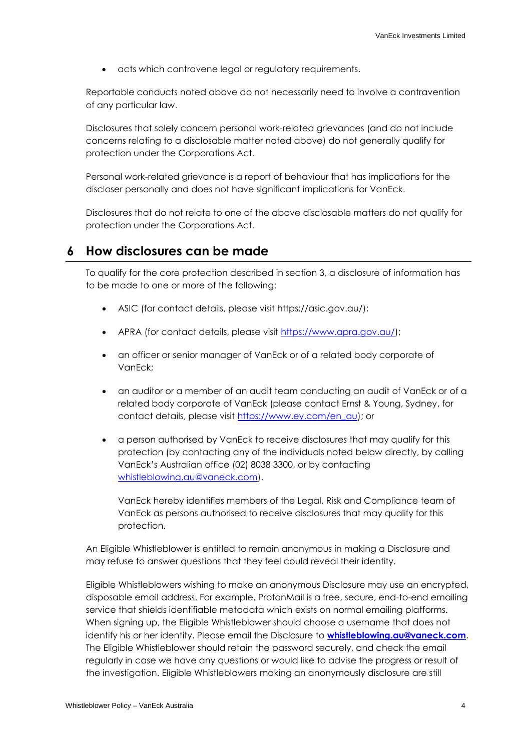- acts which contravene legal or regulatory requirements.

Reportable conducts noted above do not necessarily need to involve a contravention of any particular law.

Disclosures that solely concern personal work-related grievances (and do not include concerns relating to a disclosable matter noted above) do not generally qualify for protection under the Corporations Act.

Personal work-related grievance is a report of behaviour that has implications for the discloser personally and does not have significant implications for VanEck.

Disclosures that do not relate to one of the above disclosable matters do not qualify for protection under the Corporations Act.

## 6 How disclosures can be made

To qualify for the core protection described in section 3, a disclosure of information has to be made to one or more of the following:

- ASIC (for contact details, please visit https://asic.gov.au/);
- APRA (for contact details, please visit https://www.apra.gov.au/);
- an officer or senior manager of VanEck or of a related body corporate of VanEck;
- an auditor or a member of an audit team conducting an audit of VanEck or of a related body corporate of VanEck (please contact Ernst & Young, Sydney, for contact details, please visit https://www.ey.com/en_au); or
- a person authorised by VanEck to receive disclosures that may qualify for this protection (by contacting any of the individuals noted below directly, by calling VanEck's Australian office (02) 8038 3300, or by contacting whistleblowing.au@vaneck.com).

  VanEck hereby identifies members of the Legal, Risk and Compliance team of VanEck as persons authorised to receive disclosures that may qualify for this protection.

An Eligible Whistleblower is entitled to remain anonymous in making a Disclosure and may refuse to answer questions that they feel could reveal their identity.

Eligible Whistleblowers wishing to make an anonymous Disclosure may use an encrypted, disposable email address. For example, ProtonMail is a free, secure, end-to-end emailing service that shields identifiable metadata which exists on normal emailing platforms. When signing up, the Eligible Whistleblower should choose a username that does not identify his or her identity. Please email the Disclosure to **whistleblowing.au@vaneck.com**. The Eligible Whistleblower should retain the password securely, and check the email regularly in case we have any questions or would like to advise the progress or result of the investigation. Eligible Whistleblowers making an anonymously disclosure are still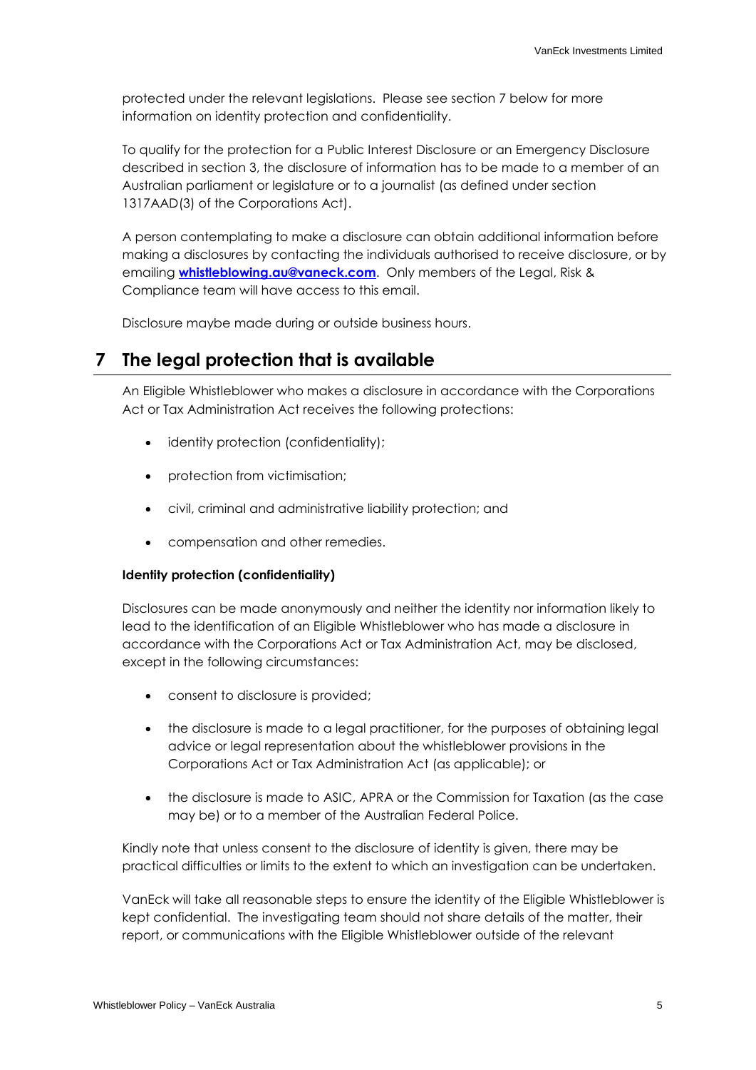protected under the relevant legislations. Please see section 7 below for more information on identity protection and confidentiality.

To qualify for the protection for a Public Interest Disclosure or an Emergency Disclosure described in section 3, the disclosure of information has to be made to a member of an Australian parliament or legislature or to a journalist (as defined under section 1317AAD(3) of the Corporations Act).

A person contemplating to make a disclosure can obtain additional information before making a disclosures by contacting the individuals authorised to receive disclosure, or by emailing **whistleblowing.au@vaneck.com**. Only members of the Legal, Risk & Compliance team will have access to this email.

Disclosure maybe made during or outside business hours.

# 7 The legal protection that is available

An Eligible Whistleblower who makes a disclosure in accordance with the Corporations Act or Tax Administration Act receives the following protections:

- identity protection (confidentiality);
- protection from victimisation;
- civil, criminal and administrative liability protection; and
- compensation and other remedies.

**Identity protection (confidentiality)**

Disclosures can be made anonymously and neither the identity nor information likely to lead to the identification of an Eligible Whistleblower who has made a disclosure in accordance with the Corporations Act or Tax Administration Act, may be disclosed, except in the following circumstances:

- consent to disclosure is provided;
- the disclosure is made to a legal practitioner, for the purposes of obtaining legal advice or legal representation about the whistleblower provisions in the Corporations Act or Tax Administration Act (as applicable); or
- the disclosure is made to ASIC, APRA or the Commission for Taxation (as the case may be) or to a member of the Australian Federal Police.

Kindly note that unless consent to the disclosure of identity is given, there may be practical difficulties or limits to the extent to which an investigation can be undertaken.

VanEck will take all reasonable steps to ensure the identity of the Eligible Whistleblower is kept confidential. The investigating team should not share details of the matter, their report, or communications with the Eligible Whistleblower outside of the relevant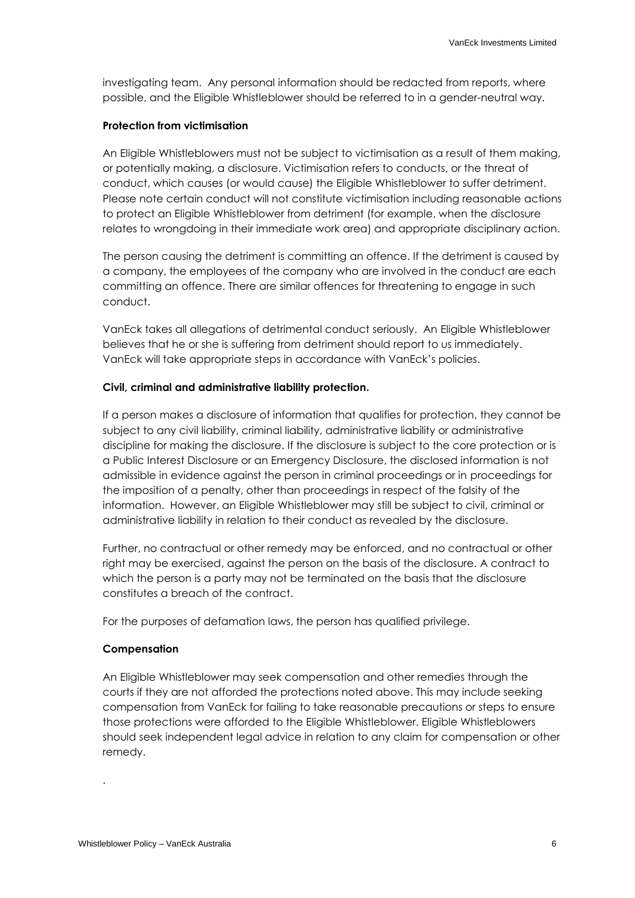investigating team. Any personal information should be redacted from reports, where possible, and the Eligible Whistleblower should be referred to in a gender-neutral way.

**Protection from victimisation**

An Eligible Whistleblowers must not be subject to victimisation as a result of them making, or potentially making, a disclosure. Victimisation refers to conducts, or the threat of conduct, which causes (or would cause) the Eligible Whistleblower to suffer detriment. Please note certain conduct will not constitute victimisation including reasonable actions to protect an Eligible Whistleblower from detriment (for example, when the disclosure relates to wrongdoing in their immediate work area) and appropriate disciplinary action.

The person causing the detriment is committing an offence. If the detriment is caused by a company, the employees of the company who are involved in the conduct are each committing an offence. There are similar offences for threatening to engage in such conduct.

VanEck takes all allegations of detrimental conduct seriously. An Eligible Whistleblower believes that he or she is suffering from detriment should report to us immediately. VanEck will take appropriate steps in accordance with VanEck's policies.

**Civil, criminal and administrative liability protection.**

If a person makes a disclosure of information that qualifies for protection, they cannot be subject to any civil liability, criminal liability, administrative liability or administrative discipline for making the disclosure. If the disclosure is subject to the core protection or is a Public Interest Disclosure or an Emergency Disclosure, the disclosed information is not admissible in evidence against the person in criminal proceedings or in proceedings for the imposition of a penalty, other than proceedings in respect of the falsity of the information. However, an Eligible Whistleblower may still be subject to civil, criminal or administrative liability in relation to their conduct as revealed by the disclosure.

Further, no contractual or other remedy may be enforced, and no contractual or other right may be exercised, against the person on the basis of the disclosure. A contract to which the person is a party may not be terminated on the basis that the disclosure constitutes a breach of the contract.

For the purposes of defamation laws, the person has qualified privilege.

**Compensation**

An Eligible Whistleblower may seek compensation and other remedies through the courts if they are not afforded the protections noted above. This may include seeking compensation from VanEck for failing to take reasonable precautions or steps to ensure those protections were afforded to the Eligible Whistleblower. Eligible Whistleblowers should seek independent legal advice in relation to any claim for compensation or other remedy.

.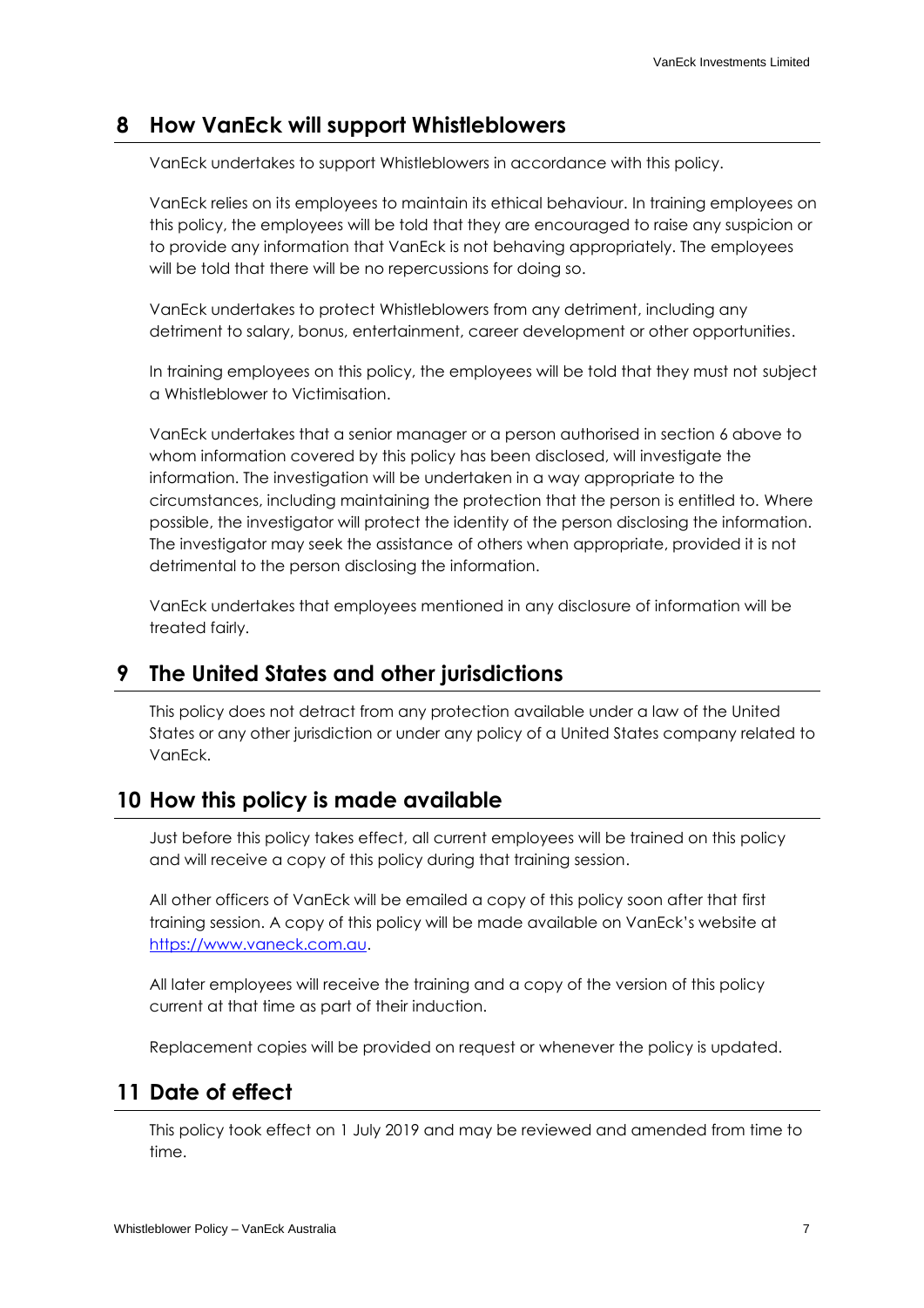## 8 How VanEck will support Whistleblowers

VanEck undertakes to support Whistleblowers in accordance with this policy.

VanEck relies on its employees to maintain its ethical behaviour. In training employees on this policy, the employees will be told that they are encouraged to raise any suspicion or to provide any information that VanEck is not behaving appropriately. The employees will be told that there will be no repercussions for doing so.

VanEck undertakes to protect Whistleblowers from any detriment, including any detriment to salary, bonus, entertainment, career development or other opportunities.

In training employees on this policy, the employees will be told that they must not subject a Whistleblower to Victimisation.

VanEck undertakes that a senior manager or a person authorised in section 6 above to whom information covered by this policy has been disclosed, will investigate the information. The investigation will be undertaken in a way appropriate to the circumstances, including maintaining the protection that the person is entitled to. Where possible, the investigator will protect the identity of the person disclosing the information. The investigator may seek the assistance of others when appropriate, provided it is not detrimental to the person disclosing the information.

VanEck undertakes that employees mentioned in any disclosure of information will be treated fairly.

## 9 The United States and other jurisdictions

This policy does not detract from any protection available under a law of the United States or any other jurisdiction or under any policy of a United States company related to VanEck.

## 10 How this policy is made available

Just before this policy takes effect, all current employees will be trained on this policy and will receive a copy of this policy during that training session.

All other officers of VanEck will be emailed a copy of this policy soon after that first training session. A copy of this policy will be made available on VanEck's website at [https://www.vaneck.com.au](https://www.vaneck.com.au).

All later employees will receive the training and a copy of the version of this policy current at that time as part of their induction.

Replacement copies will be provided on request or whenever the policy is updated.

## 11 Date of effect

This policy took effect on 1 July 2019 and may be reviewed and amended from time to time.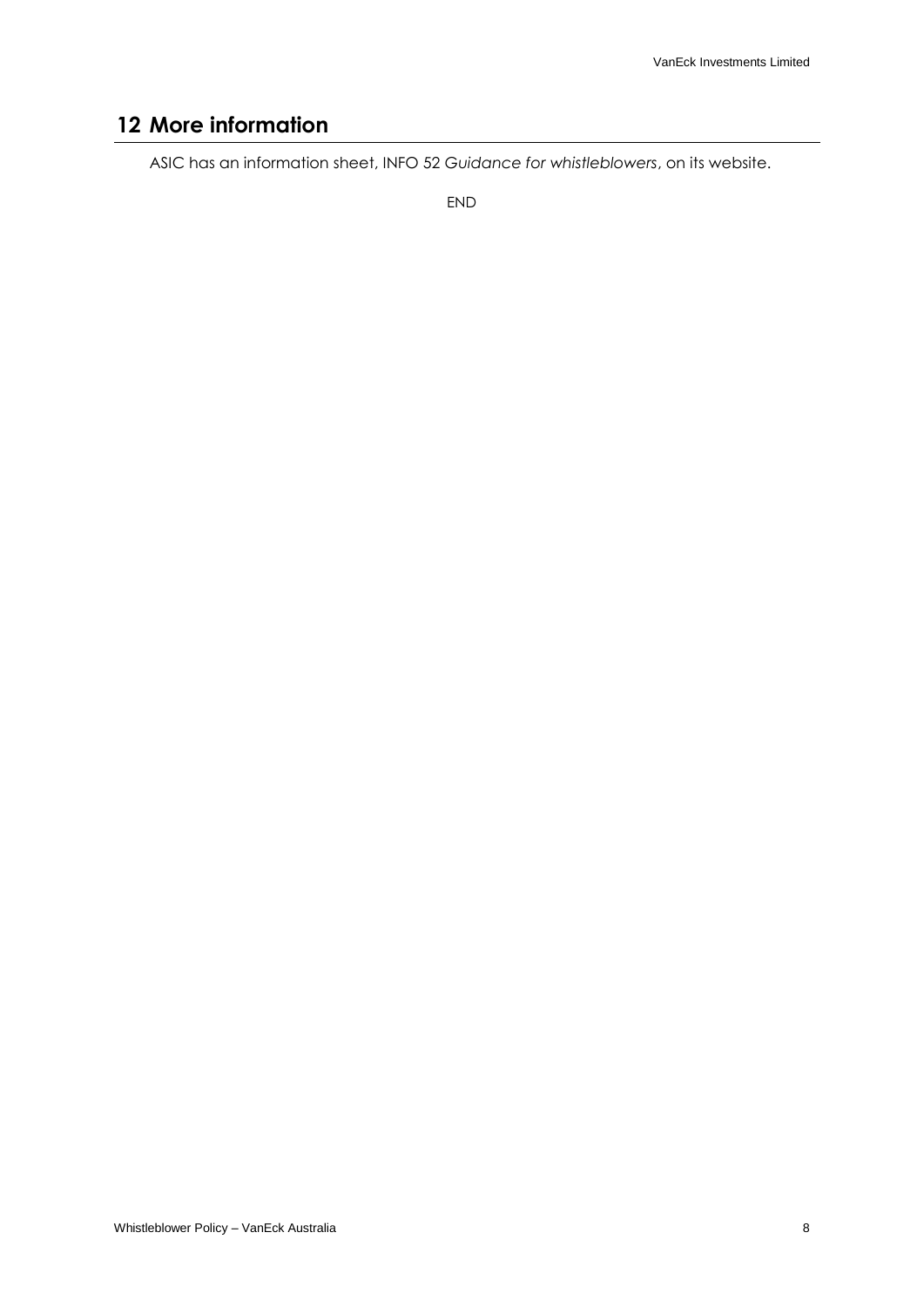## 12 More information

ASIC has an information sheet, INFO 52 *Guidance for whistleblowers*, on its website.

END